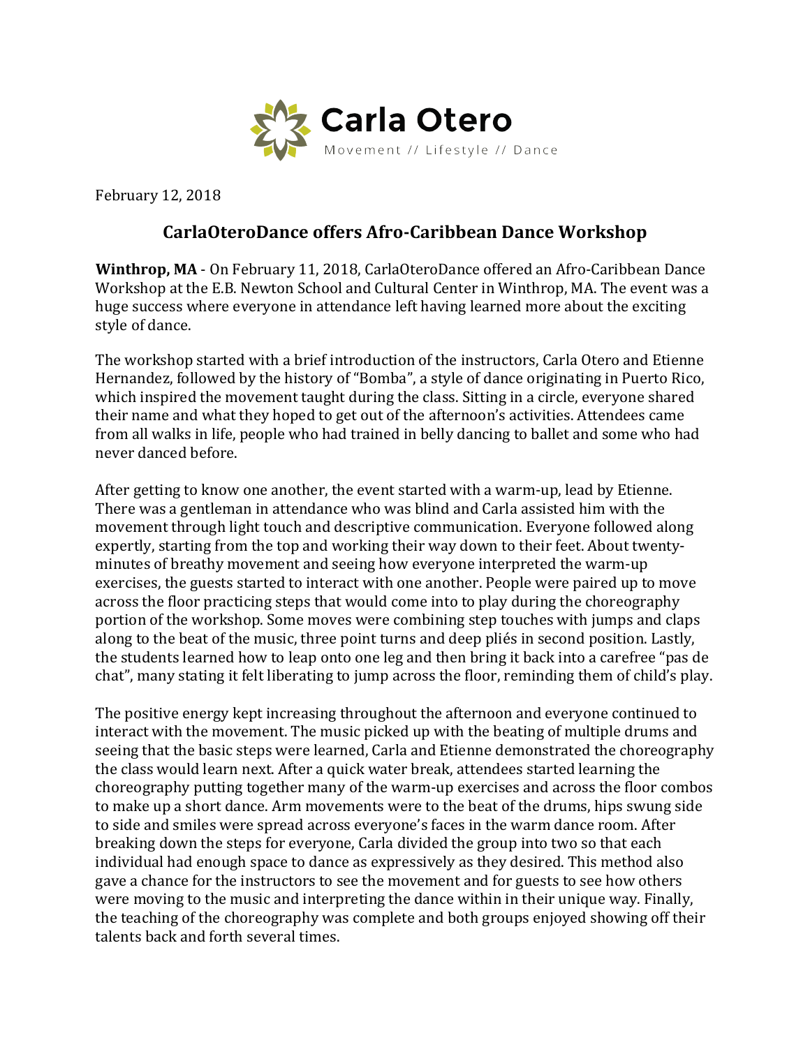Carla Otero

Movement // Lifestyle // Dance

February 12, 2018

## CarlaOteroDance offers Afro-Caribbean Dance Workshop

**Winthrop, MA** - On February 11, 2018, CarlaOteroDance offered an Afro-Caribbean Dance Workshop at the E.B. Newton School and Cultural Center in Winthrop, MA. The event was a huge success where everyone in attendance left having learned more about the exciting style of dance.

The workshop started with a brief introduction of the instructors, Carla Otero and Etienne Hernandez, followed by the history of "Bomba", a style of dance originating in Puerto Rico, which inspired the movement taught during the class. Sitting in a circle, everyone shared their name and what they hoped to get out of the afternoon's activities. Attendees came from all walks in life, people who had trained in belly dancing to ballet and some who had never danced before.

After getting to know one another, the event started with a warm-up, lead by Etienne. There was a gentleman in attendance who was blind and Carla assisted him with the movement through light touch and descriptive communication. Everyone followed along expertly, starting from the top and working their way down to their feet. About twenty-minutes of breathy movement and seeing how everyone interpreted the warm-up exercises, the guests started to interact with one another. People were paired up to move across the floor practicing steps that would come into to play during the choreography portion of the workshop. Some moves were combining step touches with jumps and claps along to the beat of the music, three point turns and deep pliés in second position. Lastly, the students learned how to leap onto one leg and then bring it back into a carefree "pas de chat", many stating it felt liberating to jump across the floor, reminding them of child's play.

The positive energy kept increasing throughout the afternoon and everyone continued to interact with the movement. The music picked up with the beating of multiple drums and seeing that the basic steps were learned, Carla and Etienne demonstrated the choreography the class would learn next. After a quick water break, attendees started learning the choreography putting together many of the warm-up exercises and across the floor combos to make up a short dance. Arm movements were to the beat of the drums, hips swung side to side and smiles were spread across everyone's faces in the warm dance room. After breaking down the steps for everyone, Carla divided the group into two so that each individual had enough space to dance as expressively as they desired. This method also gave a chance for the instructors to see the movement and for guests to see how others were moving to the music and interpreting the dance within in their unique way. Finally, the teaching of the choreography was complete and both groups enjoyed showing off their talents back and forth several times.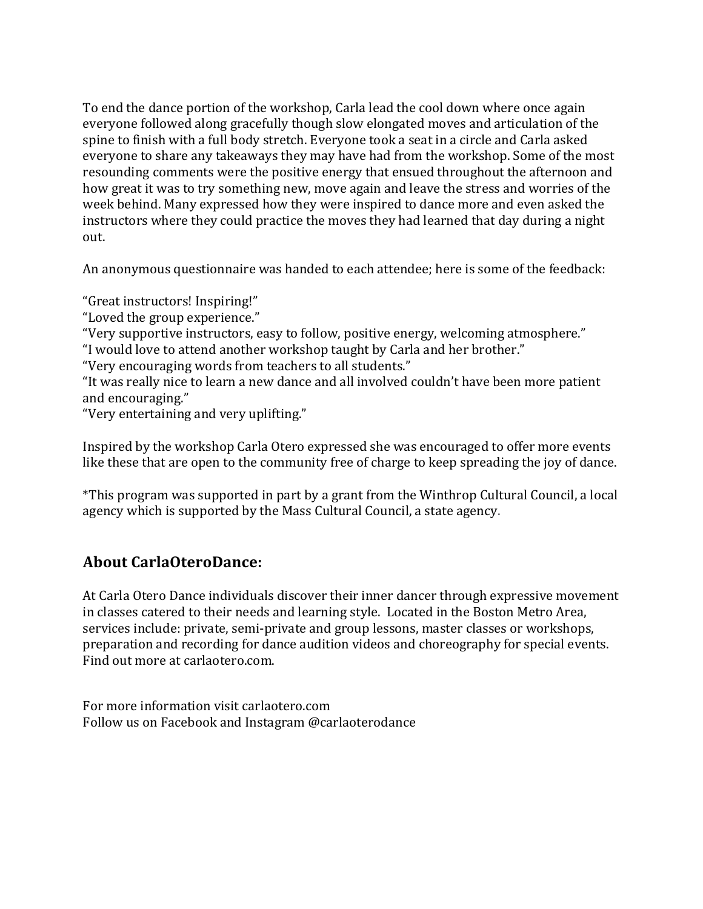To end the dance portion of the workshop, Carla lead the cool down where once again everyone followed along gracefully though slow elongated moves and articulation of the spine to finish with a full body stretch. Everyone took a seat in a circle and Carla asked everyone to share any takeaways they may have had from the workshop. Some of the most resounding comments were the positive energy that ensued throughout the afternoon and how great it was to try something new, move again and leave the stress and worries of the week behind. Many expressed how they were inspired to dance more and even asked the instructors where they could practice the moves they had learned that day during a night out.

An anonymous questionnaire was handed to each attendee; here is some of the feedback:

"Great instructors! Inspiring!"
"Loved the group experience."
"Very supportive instructors, easy to follow, positive energy, welcoming atmosphere."
"I would love to attend another workshop taught by Carla and her brother."
"Very encouraging words from teachers to all students."
"It was really nice to learn a new dance and all involved couldn't have been more patient and encouraging."
"Very entertaining and very uplifting."

Inspired by the workshop Carla Otero expressed she was encouraged to offer more events like these that are open to the community free of charge to keep spreading the joy of dance.

*This program was supported in part by a grant from the Winthrop Cultural Council, a local agency which is supported by the Mass Cultural Council, a state agency.

## About CarlaOteroDance:

At Carla Otero Dance individuals discover their inner dancer through expressive movement in classes catered to their needs and learning style. Located in the Boston Metro Area, services include: private, semi-private and group lessons, master classes or workshops, preparation and recording for dance audition videos and choreography for special events. Find out more at carlaotero.com.

For more information visit carlaotero.com
Follow us on Facebook and Instagram @carlaoterodance